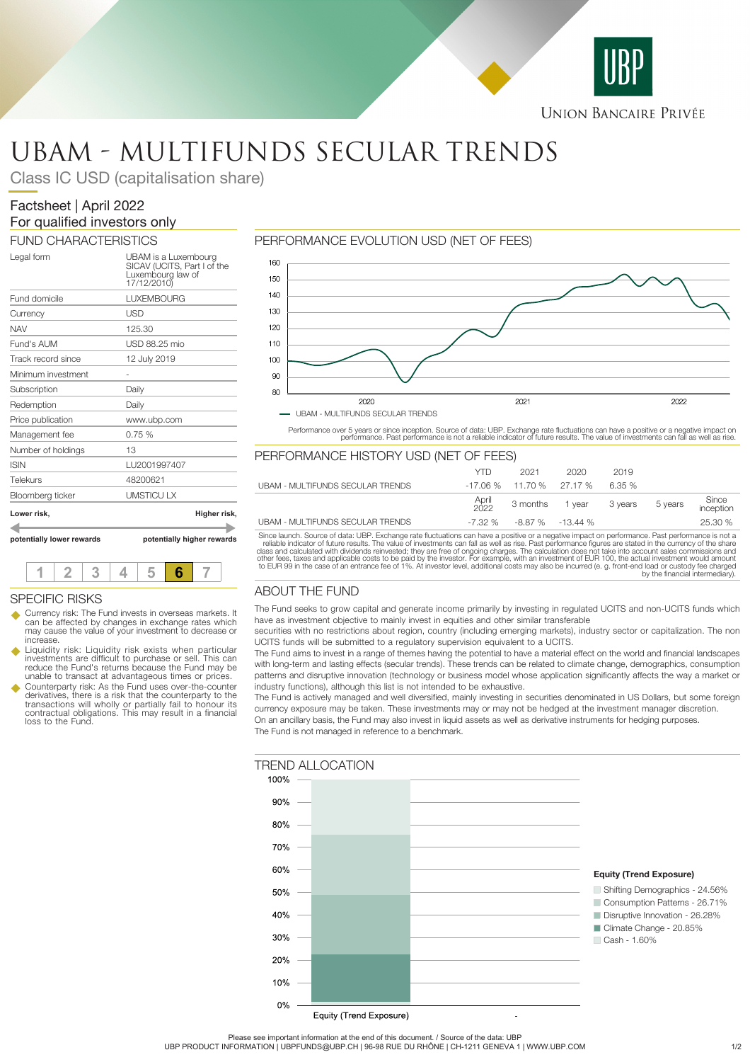UBP Union Bancaire Privée

# UBAM - MULTIFUNDS SECULAR TRENDS

Class IC USD (capitalisation share)

Factsheet | April 2022
For qualified investors only

## FUND CHARACTERISTICS

| | |
|---|---|
| Legal form | UBAM is a Luxembourg SICAV (UCITS, Part I of the Luxembourg law of 17/12/2010) |
| Fund domicile | LUXEMBOURG |
| Currency | USD |
| NAV | 125.30 |
| Fund's AUM | USD 88.25 mio |
| Track record since | 12 July 2019 |
| Minimum investment | - |
| Subscription | Daily |
| Redemption | Daily |
| Price publication | www.ubp.com |
| Management fee | 0.75 % |
| Number of holdings | 13 |
| ISIN | LU2001997407 |
| Telekurs | 48200621 |
| Bloomberg ticker | UMSTICU LX |

**Lower risk,** **Higher risk,**

**potentially lower rewards** **potentially higher rewards**

1 2 3 4 5 **6** 7

## SPECIFIC RISKS

- Currency risk: The Fund invests in overseas markets. It can be affected by changes in exchange rates which may cause the value of your investment to decrease or increase.
- Liquidity risk: Liquidity risk exists when particular investments are difficult to purchase or sell. This can reduce the Fund's returns because the Fund may be unable to transact at advantageous times or prices.
- Counterparty risk: As the Fund uses over-the-counter derivatives, there is a risk that the counterparty to the transactions will wholly or partially fail to honour its contractual obligations. This may result in a financial loss to the Fund.

## PERFORMANCE EVOLUTION USD (NET OF FEES)

— UBAM - MULTIFUNDS SECULAR TRENDS

Performance over 5 years or since inception. Source of data: UBP. Exchange rate fluctuations can have a positive or a negative impact on performance. Past performance is not a reliable indicator of future results. The value of investments can fall as well as rise.

## PERFORMANCE HISTORY USD (NET OF FEES)

| | YTD | 2021 | 2020 | 2019 | | |
|---|---|---|---|---|---|---|
| UBAM - MULTIFUNDS SECULAR TRENDS | -17.06 % | 11.70 % | 27.17 % | 6.35 % | | |
| | **April 2022** | **3 months** | **1 year** | **3 years** | **5 years** | **Since inception** |
| UBAM - MULTIFUNDS SECULAR TRENDS | -7.32 % | -8.87 % | -13.44 % | | | 25.30 % |

Since launch. Source of data: UBP. Exchange rate fluctuations can have a positive or a negative impact on performance. Past performance is not a reliable indicator of future results. The value of investments can fall as well as rise. Past performance figures are stated in the currency of the share class and calculated with dividends reinvested; they are free of ongoing charges. The calculation does not take into account sales commissions and other fees, taxes and applicable costs to be paid by the investor. For example, with an investment of EUR 100, the actual investment would amount to EUR 99 in the case of an entrance fee of 1%. At investor level, additional costs may also be incurred (e. g. front-end load or custody fee charged by the financial intermediary).

## ABOUT THE FUND

The Fund seeks to grow capital and generate income primarily by investing in regulated UCITS and non-UCITS funds which have as investment objective to mainly invest in equities and other similar transferable
securities with no restrictions about region, country (including emerging markets), industry sector or capitalization. The non UCITS funds will be submitted to a regulatory supervision equivalent to a UCITS.
The Fund aims to invest in a range of themes having the potential to have a material effect on the world and financial landscapes with long-term and lasting effects (secular trends). These trends can be related to climate change, demographics, consumption patterns and disruptive innovation (technology or business model whose application significantly affects the way a market or industry functions), although this list is not intended to be exhaustive.
The Fund is actively managed and well diversified, mainly investing in securities denominated in US Dollars, but some foreign currency exposure may be taken. These investments may or may not be hedged at the investment manager discretion.
On an ancillary basis, the Fund may also invest in liquid assets as well as derivative instruments for hedging purposes.
The Fund is not managed in reference to a benchmark.

## TREND ALLOCATION

**Equity (Trend Exposure)**

- Shifting Demographics - 24.56%
- Consumption Patterns - 26.71%
- Disruptive Innovation - 26.28%
- Climate Change - 20.85%
- Cash - 1.60%

Please see important information at the end of this document. / Source of the data: UBP
UBP PRODUCT INFORMATION | UBPFUNDS@UBP.CH | 96-98 RUE DU RHÔNE | CH-1211 GENEVA 1 | WWW.UBP.COM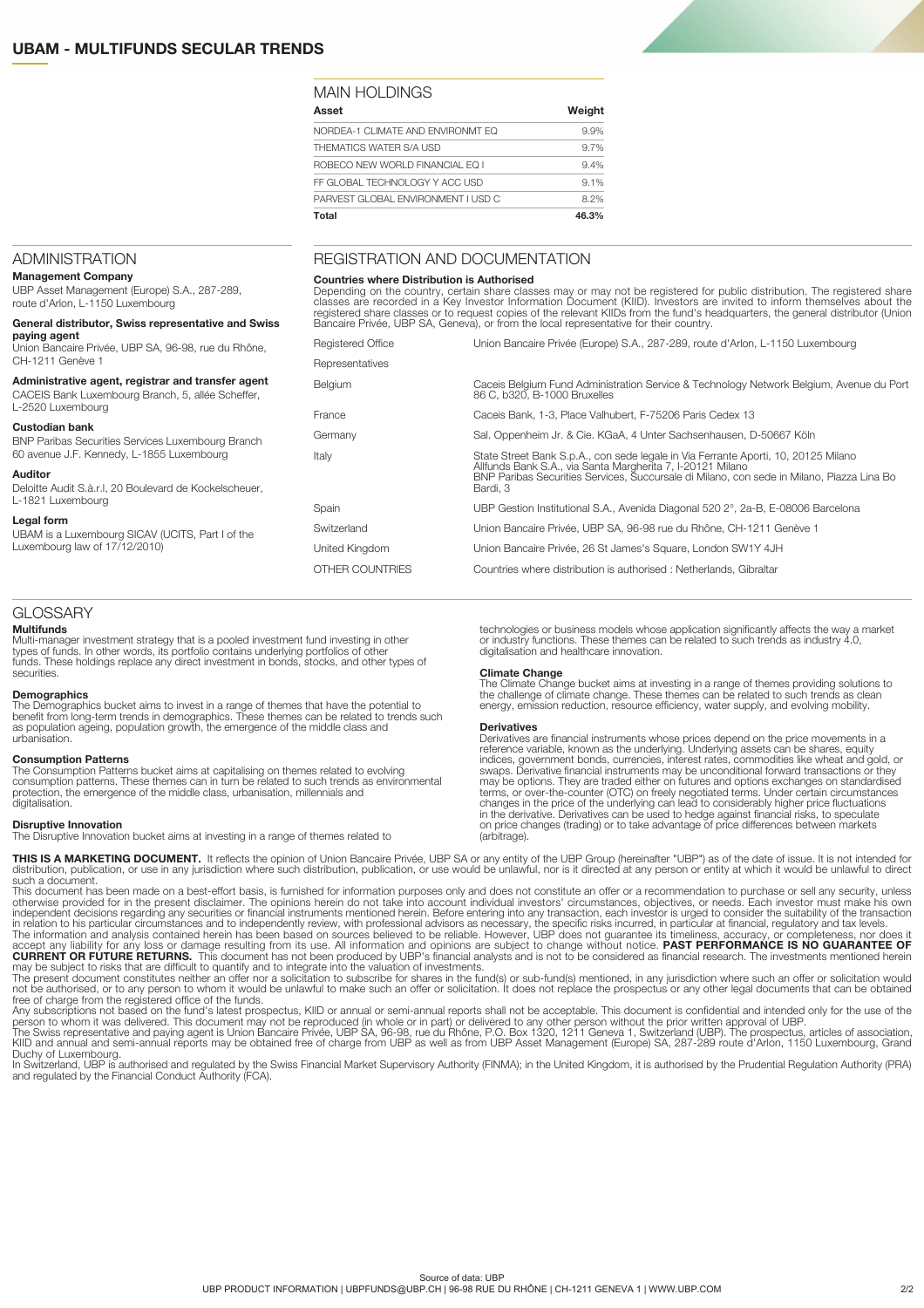# UBAM - MULTIFUNDS SECULAR TRENDS

## MAIN HOLDINGS

| Asset | Weight |
|---|---|
| NORDEA-1 CLIMATE AND ENVIRONMT EQ | 9.9% |
| THEMATICS WATER S/A USD | 9.7% |
| ROBECO NEW WORLD FINANCIAL EQ I | 9.4% |
| FF GLOBAL TECHNOLOGY Y ACC USD | 9.1% |
| PARVEST GLOBAL ENVIRONMENT I USD C | 8.2% |
| **Total** | **46.3%** |

## ADMINISTRATION

**Management Company**
UBP Asset Management (Europe) S.A., 287-289, route d'Arlon, L-1150 Luxembourg

**General distributor, Swiss representative and Swiss paying agent**
Union Bancaire Privée, UBP SA, 96-98, rue du Rhône, CH-1211 Genève 1

**Administrative agent, registrar and transfer agent**
CACEIS Bank Luxembourg Branch, 5, allée Scheffer, L-2520 Luxembourg

**Custodian bank**
BNP Paribas Securities Services Luxembourg Branch 60 avenue J.F. Kennedy, L-1855 Luxembourg

**Auditor**
Deloitte Audit S.à.r.l, 20 Boulevard de Kockelscheuer, L-1821 Luxembourg

**Legal form**
UBAM is a Luxembourg SICAV (UCITS, Part I of the Luxembourg law of 17/12/2010)

## REGISTRATION AND DOCUMENTATION

**Countries where Distribution is Authorised**
Depending on the country, certain share classes may or may not be registered for public distribution. The registered share classes are recorded in a Key Investor Information Document (KIID). Investors are invited to inform themselves about the registered share classes or to request copies of the relevant KIIDs from the fund's headquarters, the general distributor (Union Bancaire Privée, UBP SA, Geneva), or from the local representative for their country.

| | |
|---|---|
| Registered Office | Union Bancaire Privée (Europe) S.A., 287-289, route d'Arlon, L-1150 Luxembourg |
| Representatives | |
| Belgium | Caceis Belgium Fund Administration Service & Technology Network Belgium, Avenue du Port 86 C, b320, B-1000 Bruxelles |
| France | Caceis Bank, 1-3, Place Valhubert, F-75206 Paris Cedex 13 |
| Germany | Sal. Oppenheim Jr. & Cie. KGaA, 4 Unter Sachsenhausen, D-50667 Köln |
| Italy | State Street Bank S.p.A., con sede legale in Via Ferrante Aporti, 10, 20125 Milano<br>Allfunds Bank S.A., via Santa Margherita 7, I-20121 Milano<br>BNP Paribas Securities Services, Succursale di Milano, con sede in Milano, Piazza Lina Bo Bardi, 3 |
| Spain | UBP Gestion Institutional S.A., Avenida Diagonal 520 2°, 2a-B, E-08006 Barcelona |
| Switzerland | Union Bancaire Privée, UBP SA, 96-98 rue du Rhône, CH-1211 Genève 1 |
| United Kingdom | Union Bancaire Privée, 26 St James's Square, London SW1Y 4JH |
| OTHER COUNTRIES | Countries where distribution is authorised : Netherlands, Gibraltar |

## GLOSSARY

**Multifunds**
Multi-manager investment strategy that is a pooled investment fund investing in other types of funds. In other words, its portfolio contains underlying portfolios of other funds. These holdings replace any direct investment in bonds, stocks, and other types of securities.

**Demographics**
The Demographics bucket aims to invest in a range of themes that have the potential to benefit from long-term trends in demographics. These themes can be related to trends such as population ageing, population growth, the emergence of the middle class and urbanisation.

**Consumption Patterns**
The Consumption Patterns bucket aims at capitalising on themes related to evolving consumption patterns. These themes can in turn be related to such trends as environmental protection, the emergence of the middle class, urbanisation, millennials and digitalisation.

**Disruptive Innovation**
The Disruptive Innovation bucket aims at investing in a range of themes related to technologies or business models whose application significantly affects the way a market or industry functions. These themes can be related to such trends as industry 4.0, digitalisation and healthcare innovation.

**Climate Change**
The Climate Change bucket aims at investing in a range of themes providing solutions to the challenge of climate change. These themes can be related to such trends as clean energy, emission reduction, resource efficiency, water supply, and evolving mobility.

**Derivatives**
Derivatives are financial instruments whose prices depend on the price movements in a reference variable, known as the underlying. Underlying assets can be shares, equity indices, government bonds, currencies, interest rates, commodities like wheat and gold, or swaps. Derivative financial instruments may be unconditional forward transactions or they may be options. They are traded either on futures and options exchanges on standardised terms, or over-the-counter (OTC) on freely negotiated terms. Under certain circumstances changes in the price of the underlying can lead to considerably higher price fluctuations in the derivative. Derivatives can be used to hedge against financial risks, to speculate on price changes (trading) or to take advantage of price differences between markets (arbitrage).

**THIS IS A MARKETING DOCUMENT.** It reflects the opinion of Union Bancaire Privée, UBP SA or any entity of the UBP Group (hereinafter "UBP") as of the date of issue. It is not intended for distribution, publication, or use in any jurisdiction where such distribution, publication, or use would be unlawful, nor is it directed at any person or entity at which it would be unlawful to direct such a document.
This document has been made on a best-effort basis, is furnished for information purposes only and does not constitute an offer or a recommendation to purchase or sell any security, unless otherwise provided for in the present disclaimer. The opinions herein do not take into account individual investors' circumstances, objectives, or needs. Each investor must make his own independent decisions regarding any securities or financial instruments mentioned herein. Before entering into any transaction, each investor is urged to consider the suitability of the transaction in relation to his particular circumstances and to independently review, with professional advisors as necessary, the specific risks incurred, in particular at financial, regulatory and tax levels.
The information and analysis contained herein has been based on sources believed to be reliable. However, UBP does not guarantee its timeliness, accuracy, or completeness, nor does it accept any liability for any loss or damage resulting from its use. All information and opinions are subject to change without notice. **PAST PERFORMANCE IS NO GUARANTEE OF CURRENT OR FUTURE RETURNS.** This document has not been produced by UBP's financial analysts and is not to be considered as financial research. The investments mentioned herein may be subject to risks that are difficult to quantify and to integrate into the valuation of investments.
The present document constitutes neither an offer nor a solicitation to subscribe for shares in the fund(s) or sub-fund(s) mentioned, in any jurisdiction where such an offer or solicitation would not be authorised, or to any person to whom it would be unlawful to make such an offer or solicitation. It does not replace the prospectus or any other legal documents that can be obtained free of charge from the registered office of the funds.
Any subscriptions not based on the fund's latest prospectus, KIID or annual or semi-annual reports shall not be acceptable. This document is confidential and intended only for the use of the person to whom it was delivered. This document may not be reproduced (in whole or in part) or delivered to any other person without the prior written approval of UBP.
The Swiss representative and paying agent is Union Bancaire Privée, UBP SA, 96-98, rue du Rhône, P.O. Box 1320, 1211 Geneva 1, Switzerland (UBP). The prospectus, articles of association, KIID and annual and semi-annual reports may be obtained free of charge from UBP as well as from UBP Asset Management (Europe) SA, 287-289 route d'Arlon, 1150 Luxembourg, Grand Duchy of Luxembourg.
In Switzerland, UBP is authorised and regulated by the Swiss Financial Market Supervisory Authority (FINMA); in the United Kingdom, it is authorised by the Prudential Regulation Authority (PRA) and regulated by the Financial Conduct Authority (FCA).

Source of data: UBP
UBP PRODUCT INFORMATION | UBPFUNDS@UBP.CH | 96-98 RUE DU RHÔNE | CH-1211 GENEVA 1 | WWW.UBP.COM